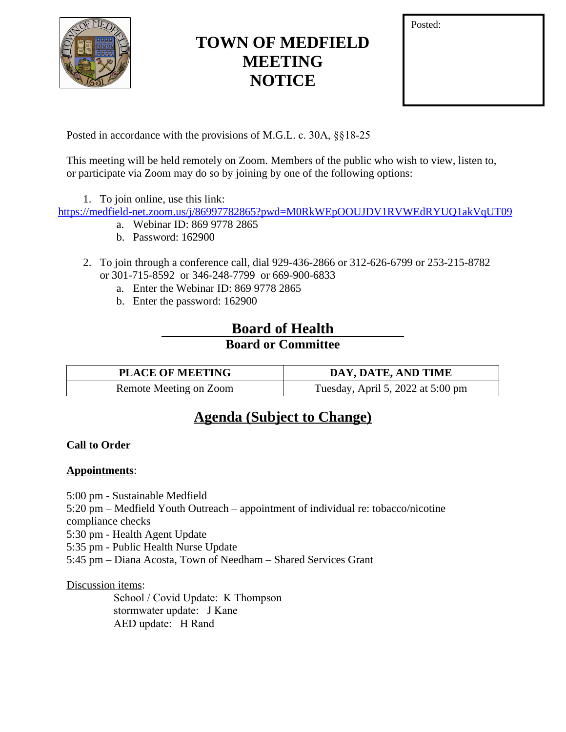# TOWN OF MEDFIELD MEETING NOTICE

Posted:

Posted in accordance with the provisions of M.G.L. c. 30A, §§18-25

This meeting will be held remotely on Zoom. Members of the public who wish to view, listen to, or participate via Zoom may do so by joining by one of the following options:

1. To join online, use this link:
https://medfield-net.zoom.us/j/86997782865?pwd=M0RkWEpOOUJDV1RVWEdRYUQ1akVqUT09
   a. Webinar ID: 869 9778 2865
   b. Password: 162900

2. To join through a conference call, dial 929-436-2866 or 312-626-6799 or 253-215-8782 or 301-715-8592 or 346-248-7799 or 669-900-6833
   a. Enter the Webinar ID: 869 9778 2865
   b. Enter the password: 162900

## Board of Health
**Board or Committee**

| PLACE OF MEETING | DAY, DATE, AND TIME |
|---|---|
| Remote Meeting on Zoom | Tuesday, April 5, 2022 at 5:00 pm |

## Agenda (Subject to Change)

**Call to Order**

**Appointments**:

5:00 pm - Sustainable Medfield
5:20 pm – Medfield Youth Outreach – appointment of individual re: tobacco/nicotine compliance checks
5:30 pm - Health Agent Update
5:35 pm - Public Health Nurse Update
5:45 pm – Diana Acosta, Town of Needham – Shared Services Grant

Discussion items:

School / Covid Update: K Thompson
stormwater update: J Kane
AED update: H Rand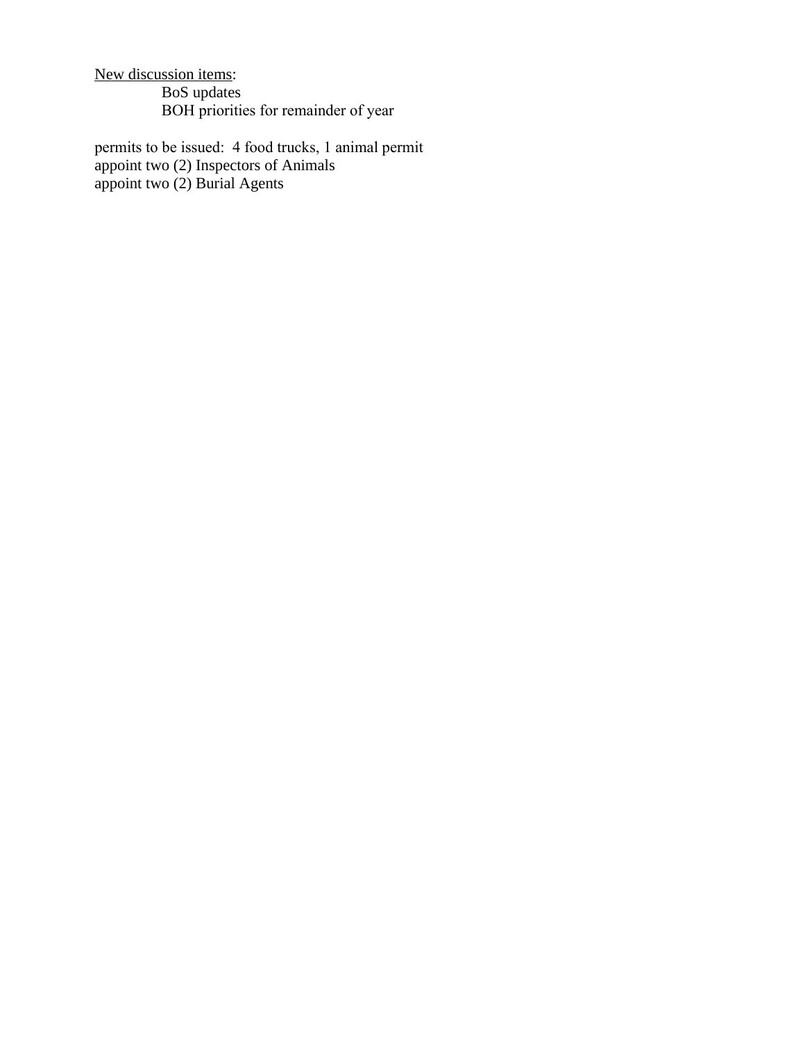New discussion items:

- BoS updates
- BOH priorities for remainder of year

permits to be issued: 4 food trucks, 1 animal permit
appoint two (2) Inspectors of Animals
appoint two (2) Burial Agents